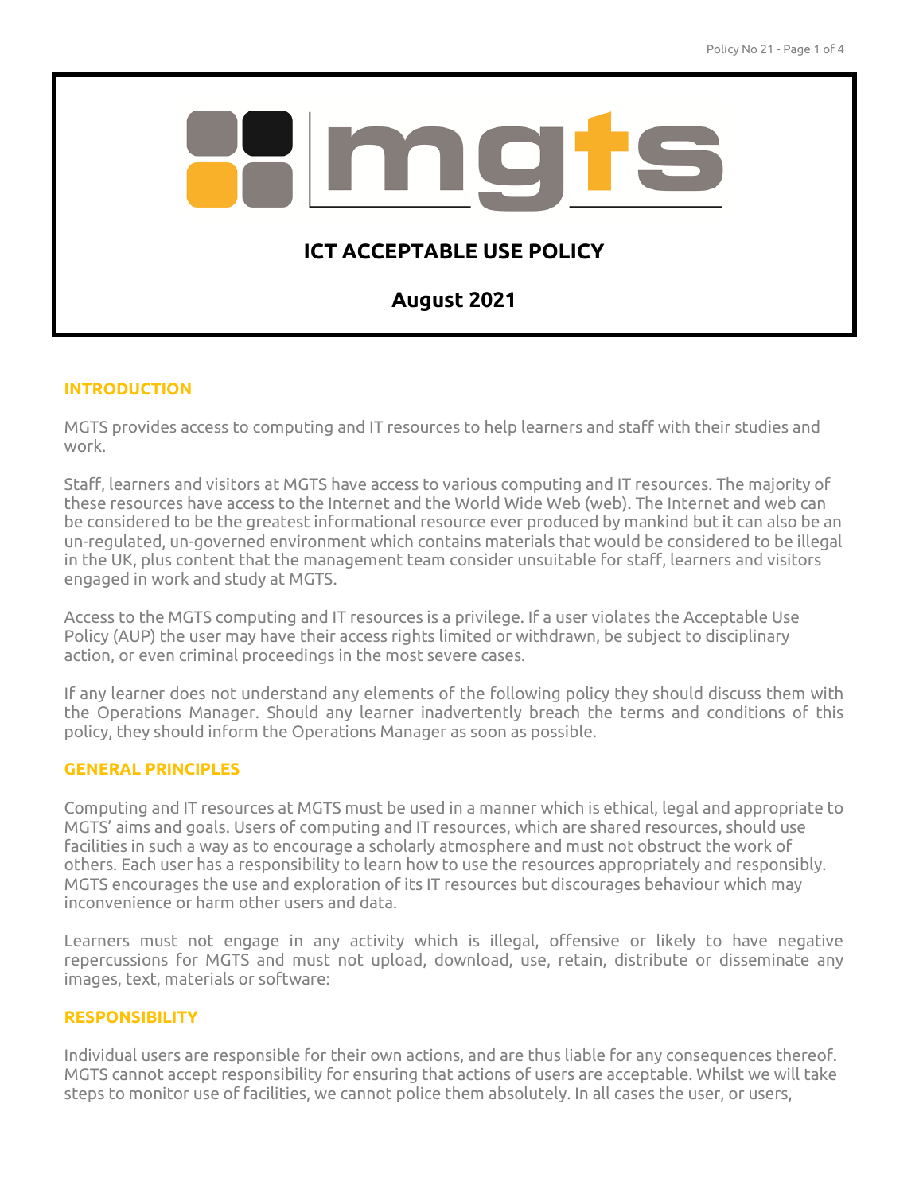# ICT ACCEPTABLE USE POLICY

## August 2021

## INTRODUCTION

MGTS provides access to computing and IT resources to help learners and staff with their studies and work.

Staff, learners and visitors at MGTS have access to various computing and IT resources. The majority of these resources have access to the Internet and the World Wide Web (web). The Internet and web can be considered to be the greatest informational resource ever produced by mankind but it can also be an un-regulated, un-governed environment which contains materials that would be considered to be illegal in the UK, plus content that the management team consider unsuitable for staff, learners and visitors engaged in work and study at MGTS.

Access to the MGTS computing and IT resources is a privilege. If a user violates the Acceptable Use Policy (AUP) the user may have their access rights limited or withdrawn, be subject to disciplinary action, or even criminal proceedings in the most severe cases.

If any learner does not understand any elements of the following policy they should discuss them with the Operations Manager. Should any learner inadvertently breach the terms and conditions of this policy, they should inform the Operations Manager as soon as possible.

## GENERAL PRINCIPLES

Computing and IT resources at MGTS must be used in a manner which is ethical, legal and appropriate to MGTS' aims and goals. Users of computing and IT resources, which are shared resources, should use facilities in such a way as to encourage a scholarly atmosphere and must not obstruct the work of others. Each user has a responsibility to learn how to use the resources appropriately and responsibly. MGTS encourages the use and exploration of its IT resources but discourages behaviour which may inconvenience or harm other users and data.

Learners must not engage in any activity which is illegal, offensive or likely to have negative repercussions for MGTS and must not upload, download, use, retain, distribute or disseminate any images, text, materials or software:

## RESPONSIBILITY

Individual users are responsible for their own actions, and are thus liable for any consequences thereof. MGTS cannot accept responsibility for ensuring that actions of users are acceptable. Whilst we will take steps to monitor use of facilities, we cannot police them absolutely. In all cases the user, or users,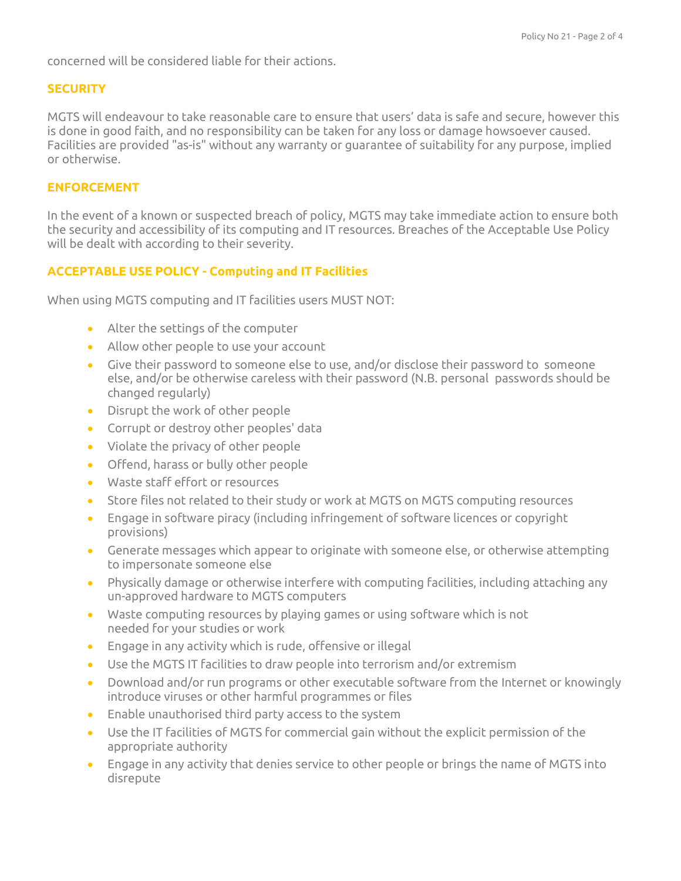concerned will be considered liable for their actions.

## SECURITY

MGTS will endeavour to take reasonable care to ensure that users' data is safe and secure, however this is done in good faith, and no responsibility can be taken for any loss or damage howsoever caused. Facilities are provided "as-is" without any warranty or guarantee of suitability for any purpose, implied or otherwise.

## ENFORCEMENT

In the event of a known or suspected breach of policy, MGTS may take immediate action to ensure both the security and accessibility of its computing and IT resources. Breaches of the Acceptable Use Policy will be dealt with according to their severity.

## ACCEPTABLE USE POLICY - Computing and IT Facilities

When using MGTS computing and IT facilities users MUST NOT:

- Alter the settings of the computer
- Allow other people to use your account
- Give their password to someone else to use, and/or disclose their password to someone else, and/or be otherwise careless with their password (N.B. personal passwords should be changed regularly)
- Disrupt the work of other people
- Corrupt or destroy other peoples' data
- Violate the privacy of other people
- Offend, harass or bully other people
- Waste staff effort or resources
- Store files not related to their study or work at MGTS on MGTS computing resources
- Engage in software piracy (including infringement of software licences or copyright provisions)
- Generate messages which appear to originate with someone else, or otherwise attempting to impersonate someone else
- Physically damage or otherwise interfere with computing facilities, including attaching any un-approved hardware to MGTS computers
- Waste computing resources by playing games or using software which is not needed for your studies or work
- Engage in any activity which is rude, offensive or illegal
- Use the MGTS IT facilities to draw people into terrorism and/or extremism
- Download and/or run programs or other executable software from the Internet or knowingly introduce viruses or other harmful programmes or files
- Enable unauthorised third party access to the system
- Use the IT facilities of MGTS for commercial gain without the explicit permission of the appropriate authority
- Engage in any activity that denies service to other people or brings the name of MGTS into disrepute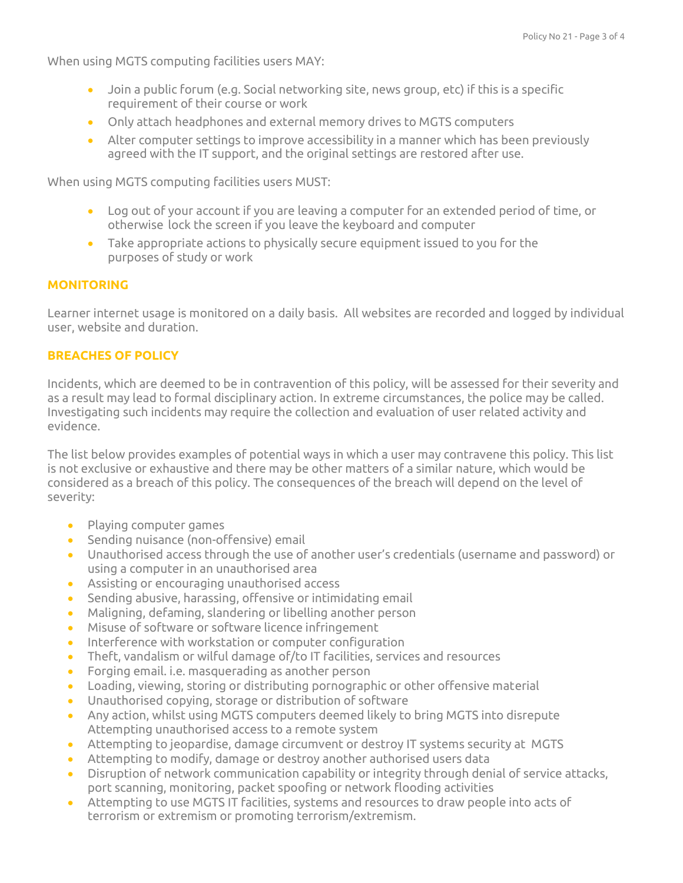When using MGTS computing facilities users MAY:

- Join a public forum (e.g. Social networking site, news group, etc) if this is a specific requirement of their course or work
- Only attach headphones and external memory drives to MGTS computers
- Alter computer settings to improve accessibility in a manner which has been previously agreed with the IT support, and the original settings are restored after use.

When using MGTS computing facilities users MUST:

- Log out of your account if you are leaving a computer for an extended period of time, or otherwise lock the screen if you leave the keyboard and computer
- Take appropriate actions to physically secure equipment issued to you for the purposes of study or work

## MONITORING

Learner internet usage is monitored on a daily basis. All websites are recorded and logged by individual user, website and duration.

## BREACHES OF POLICY

Incidents, which are deemed to be in contravention of this policy, will be assessed for their severity and as a result may lead to formal disciplinary action. In extreme circumstances, the police may be called. Investigating such incidents may require the collection and evaluation of user related activity and evidence.

The list below provides examples of potential ways in which a user may contravene this policy. This list is not exclusive or exhaustive and there may be other matters of a similar nature, which would be considered as a breach of this policy. The consequences of the breach will depend on the level of severity:

- Playing computer games
- Sending nuisance (non-offensive) email
- Unauthorised access through the use of another user's credentials (username and password) or using a computer in an unauthorised area
- Assisting or encouraging unauthorised access
- Sending abusive, harassing, offensive or intimidating email
- Maligning, defaming, slandering or libelling another person
- Misuse of software or software licence infringement
- Interference with workstation or computer configuration
- Theft, vandalism or wilful damage of/to IT facilities, services and resources
- Forging email. i.e. masquerading as another person
- Loading, viewing, storing or distributing pornographic or other offensive material
- Unauthorised copying, storage or distribution of software
- Any action, whilst using MGTS computers deemed likely to bring MGTS into disrepute Attempting unauthorised access to a remote system
- Attempting to jeopardise, damage circumvent or destroy IT systems security at MGTS
- Attempting to modify, damage or destroy another authorised users data
- Disruption of network communication capability or integrity through denial of service attacks, port scanning, monitoring, packet spoofing or network flooding activities
- Attempting to use MGTS IT facilities, systems and resources to draw people into acts of terrorism or extremism or promoting terrorism/extremism.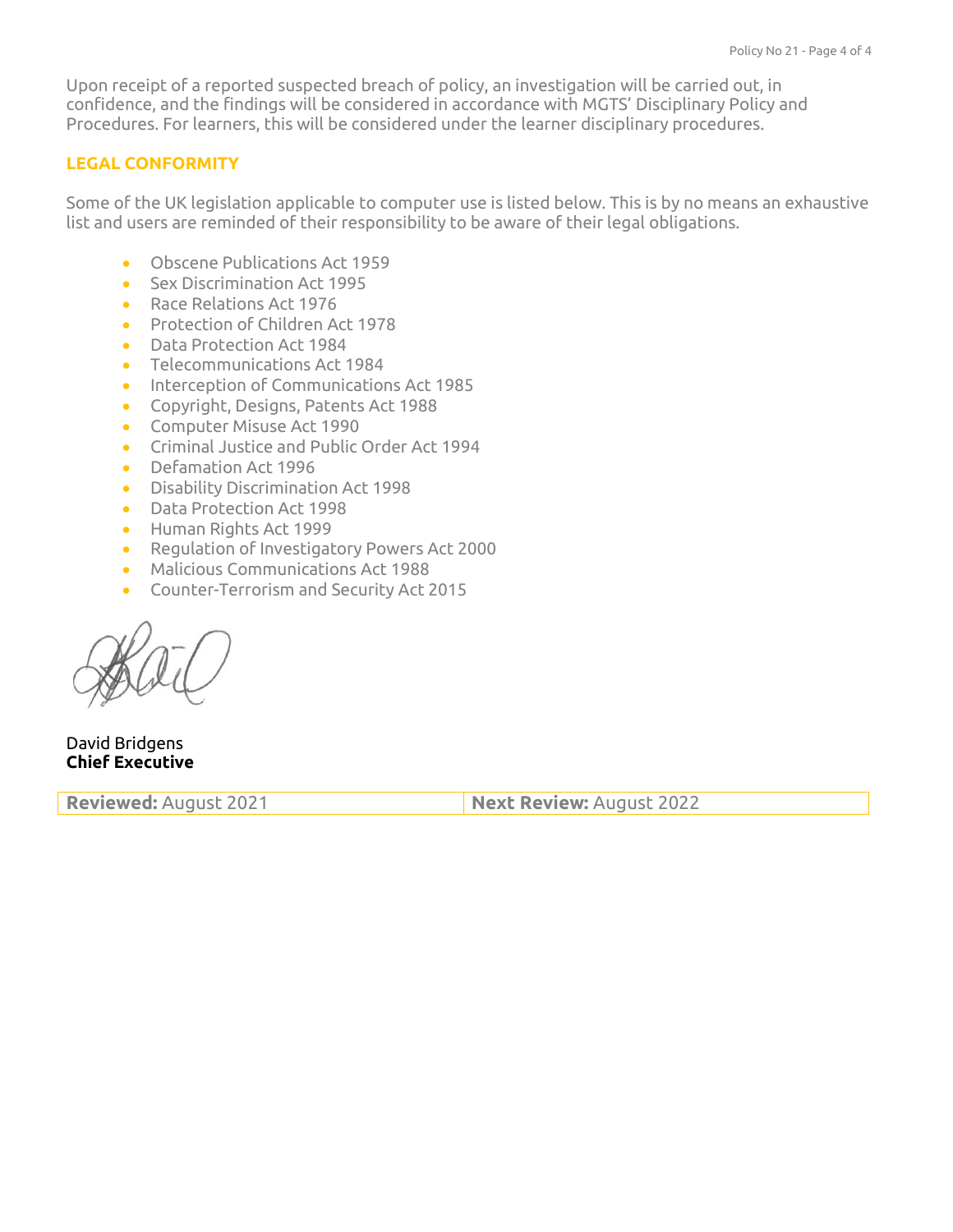Upon receipt of a reported suspected breach of policy, an investigation will be carried out, in confidence, and the findings will be considered in accordance with MGTS' Disciplinary Policy and Procedures. For learners, this will be considered under the learner disciplinary procedures.

## LEGAL CONFORMITY

Some of the UK legislation applicable to computer use is listed below. This is by no means an exhaustive list and users are reminded of their responsibility to be aware of their legal obligations.

- Obscene Publications Act 1959
- Sex Discrimination Act 1995
- Race Relations Act 1976
- Protection of Children Act 1978
- Data Protection Act 1984
- Telecommunications Act 1984
- Interception of Communications Act 1985
- Copyright, Designs, Patents Act 1988
- Computer Misuse Act 1990
- Criminal Justice and Public Order Act 1994
- Defamation Act 1996
- Disability Discrimination Act 1998
- Data Protection Act 1998
- Human Rights Act 1999
- Regulation of Investigatory Powers Act 2000
- Malicious Communications Act 1988
- Counter-Terrorism and Security Act 2015

David Bridgens
**Chief Executive**

| | |
|---|---|
| **Reviewed:** August 2021 | **Next Review:** August 2022 |